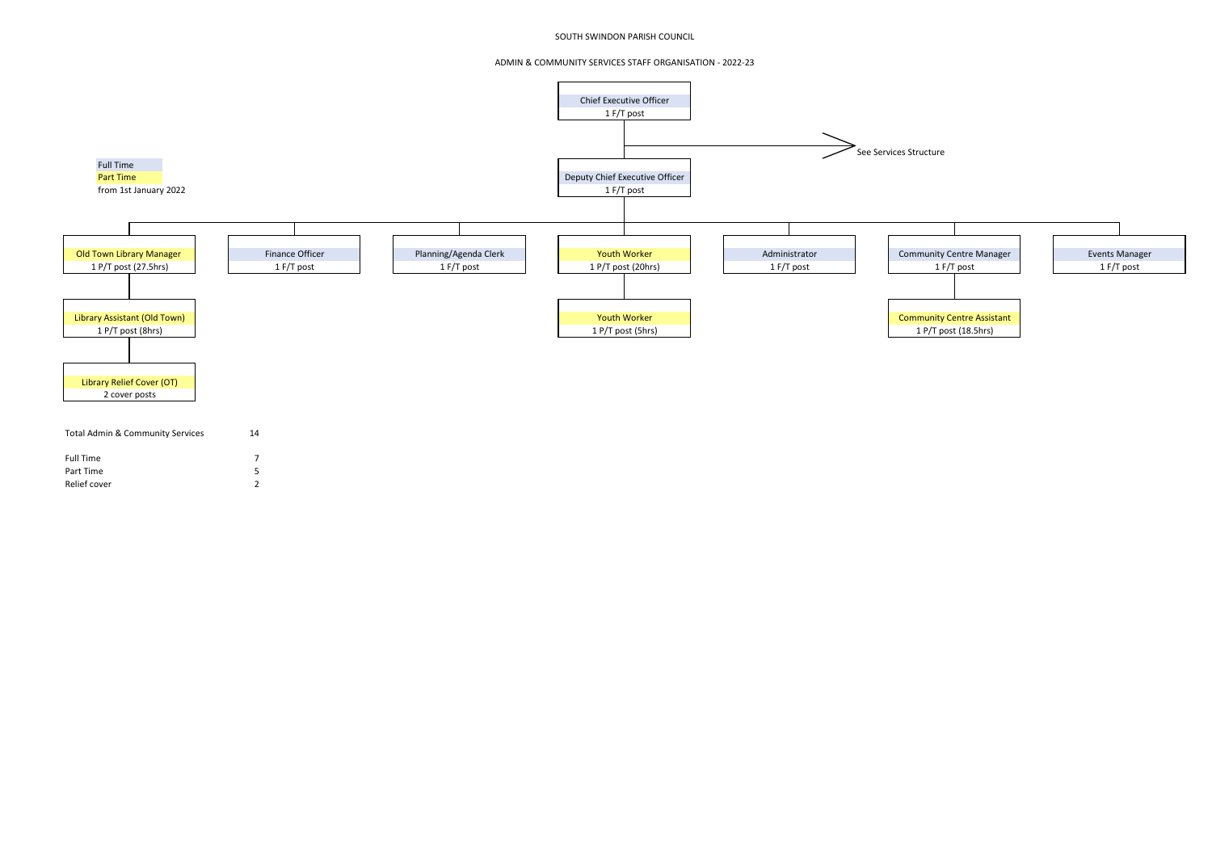# SOUTH SWINDON PARISH COUNCIL

## ADMIN & COMMUNITY SERVICES STAFF ORGANISATION - 2022-23

Full Time
Part Time
from 1st January 2022

**Chief Executive Officer**
1 F/T post

→ See Services Structure

**Deputy Chief Executive Officer**
1 F/T post

Reporting to the Deputy Chief Executive Officer:

- **Old Town Library Manager** – 1 P/T post (27.5hrs)
  - **Library Assistant (Old Town)** – 1 P/T post (8hrs)
    - **Library Relief Cover (OT)** – 2 cover posts
- **Finance Officer** – 1 F/T post
- **Planning/Agenda Clerk** – 1 F/T post
- **Youth Worker** – 1 P/T post (20hrs)
  - **Youth Worker** – 1 P/T post (5hrs)
- **Administrator** – 1 F/T post
- **Community Centre Manager** – 1 F/T post
  - **Community Centre Assistant** – 1 P/T post (18.5hrs)
- **Events Manager** – 1 F/T post

| Total Admin & Community Services | 14 |
|---|---|
| Full Time | 7 |
| Part Time | 5 |
| Relief cover | 2 |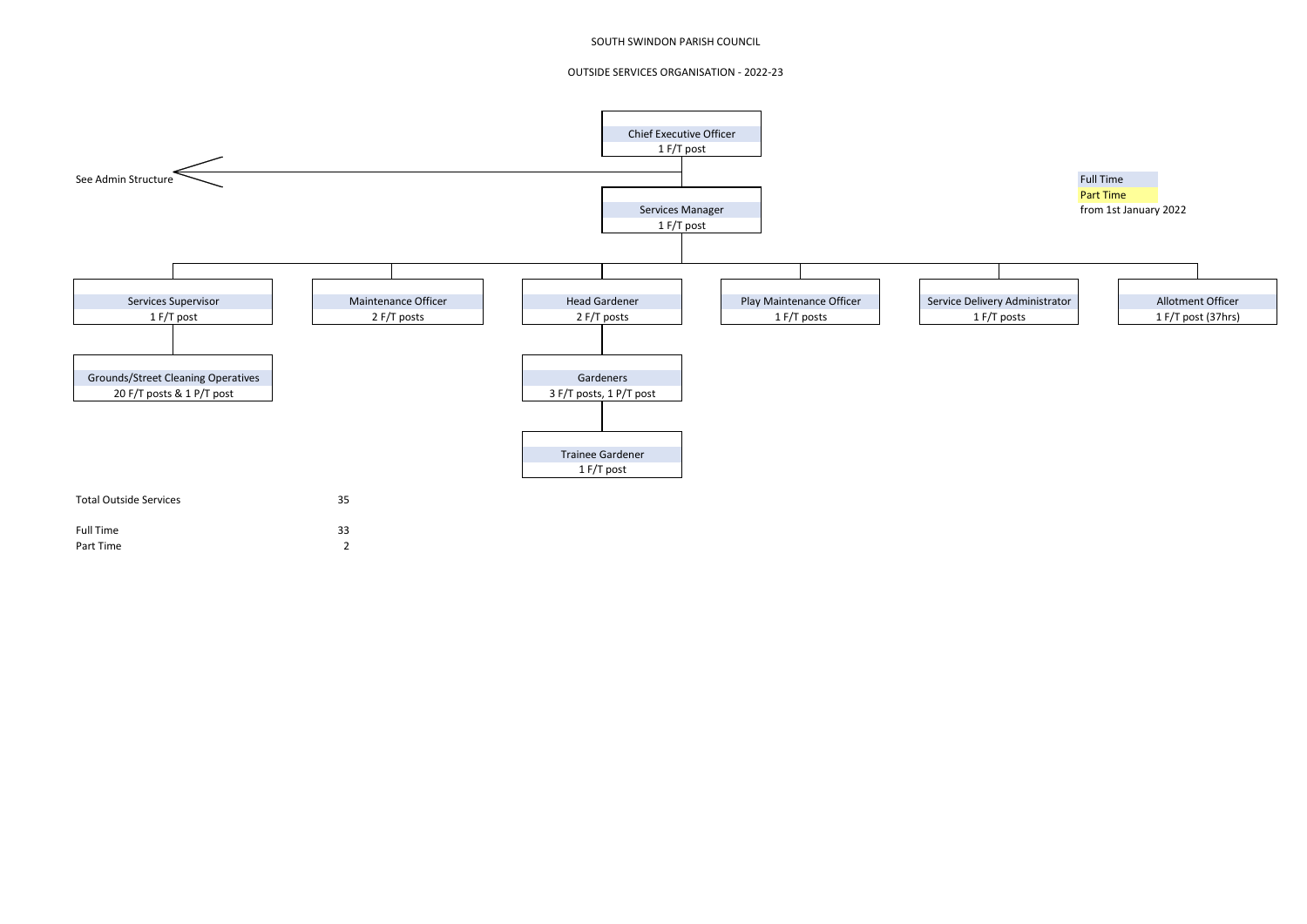SOUTH SWINDON PARISH COUNCIL

OUTSIDE SERVICES ORGANISATION - 2022-23

Chief Executive Officer
1 F/T post

See Admin Structure

Services Manager
1 F/T post

Full Time
Part Time
from 1st January 2022

Services Supervisor
1 F/T post

Maintenance Officer
2 F/T posts

Head Gardener
2 F/T posts

Play Maintenance Officer
1 F/T posts

Service Delivery Administrator
1 F/T posts

Allotment Officer
1 F/T post (37hrs)

Grounds/Street Cleaning Operatives
20 F/T posts & 1 P/T post

Gardeners
3 F/T posts, 1 P/T post

Trainee Gardener
1 F/T post

| | |
|---|---|
| Total Outside Services | 35 |
| Full Time | 33 |
| Part Time | 2 |